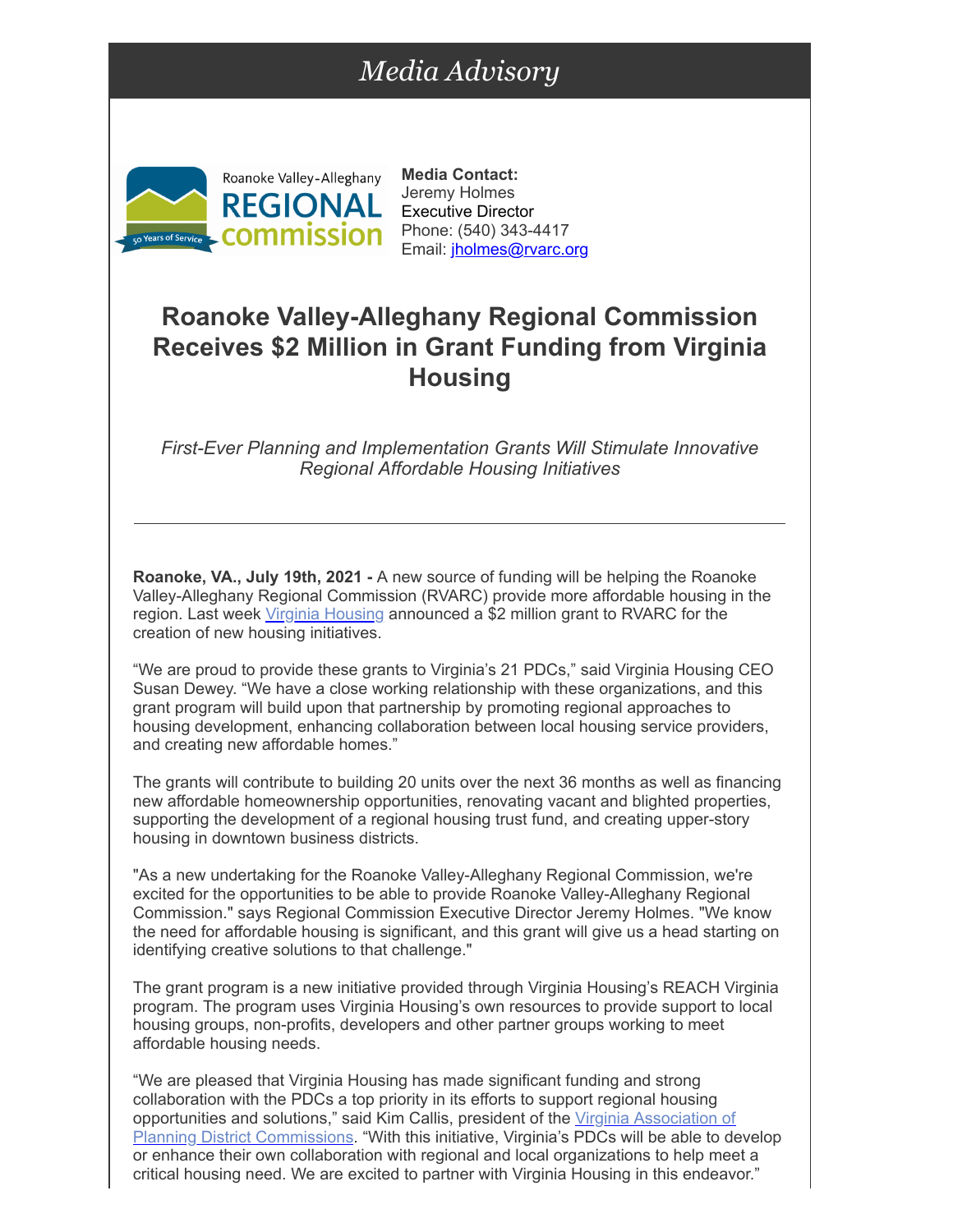*Media Advisory*

Roanoke Valley-Alleghany REGIONAL commission
50 Years of Service

**Media Contact:**
Jeremy Holmes
Executive Director
Phone: (540) 343-4417
Email: jholmes@rvarc.org

## Roanoke Valley-Alleghany Regional Commission Receives $2 Million in Grant Funding from Virginia Housing

*First-Ever Planning and Implementation Grants Will Stimulate Innovative Regional Affordable Housing Initiatives*

---

**Roanoke, VA., July 19th, 2021 -** A new source of funding will be helping the Roanoke Valley-Alleghany Regional Commission (RVARC) provide more affordable housing in the region. Last week Virginia Housing announced a $2 million grant to RVARC for the creation of new housing initiatives.

“We are proud to provide these grants to Virginia’s 21 PDCs,” said Virginia Housing CEO Susan Dewey. “We have a close working relationship with these organizations, and this grant program will build upon that partnership by promoting regional approaches to housing development, enhancing collaboration between local housing service providers, and creating new affordable homes.”

The grants will contribute to building 20 units over the next 36 months as well as financing new affordable homeownership opportunities, renovating vacant and blighted properties, supporting the development of a regional housing trust fund, and creating upper-story housing in downtown business districts.

"As a new undertaking for the Roanoke Valley-Alleghany Regional Commission, we're excited for the opportunities to be able to provide Roanoke Valley-Alleghany Regional Commission." says Regional Commission Executive Director Jeremy Holmes. "We know the need for affordable housing is significant, and this grant will give us a head starting on identifying creative solutions to that challenge."

The grant program is a new initiative provided through Virginia Housing’s REACH Virginia program. The program uses Virginia Housing’s own resources to provide support to local housing groups, non-profits, developers and other partner groups working to meet affordable housing needs.

“We are pleased that Virginia Housing has made significant funding and strong collaboration with the PDCs a top priority in its efforts to support regional housing opportunities and solutions,” said Kim Callis, president of the Virginia Association of Planning District Commissions. “With this initiative, Virginia’s PDCs will be able to develop or enhance their own collaboration with regional and local organizations to help meet a critical housing need. We are excited to partner with Virginia Housing in this endeavor.”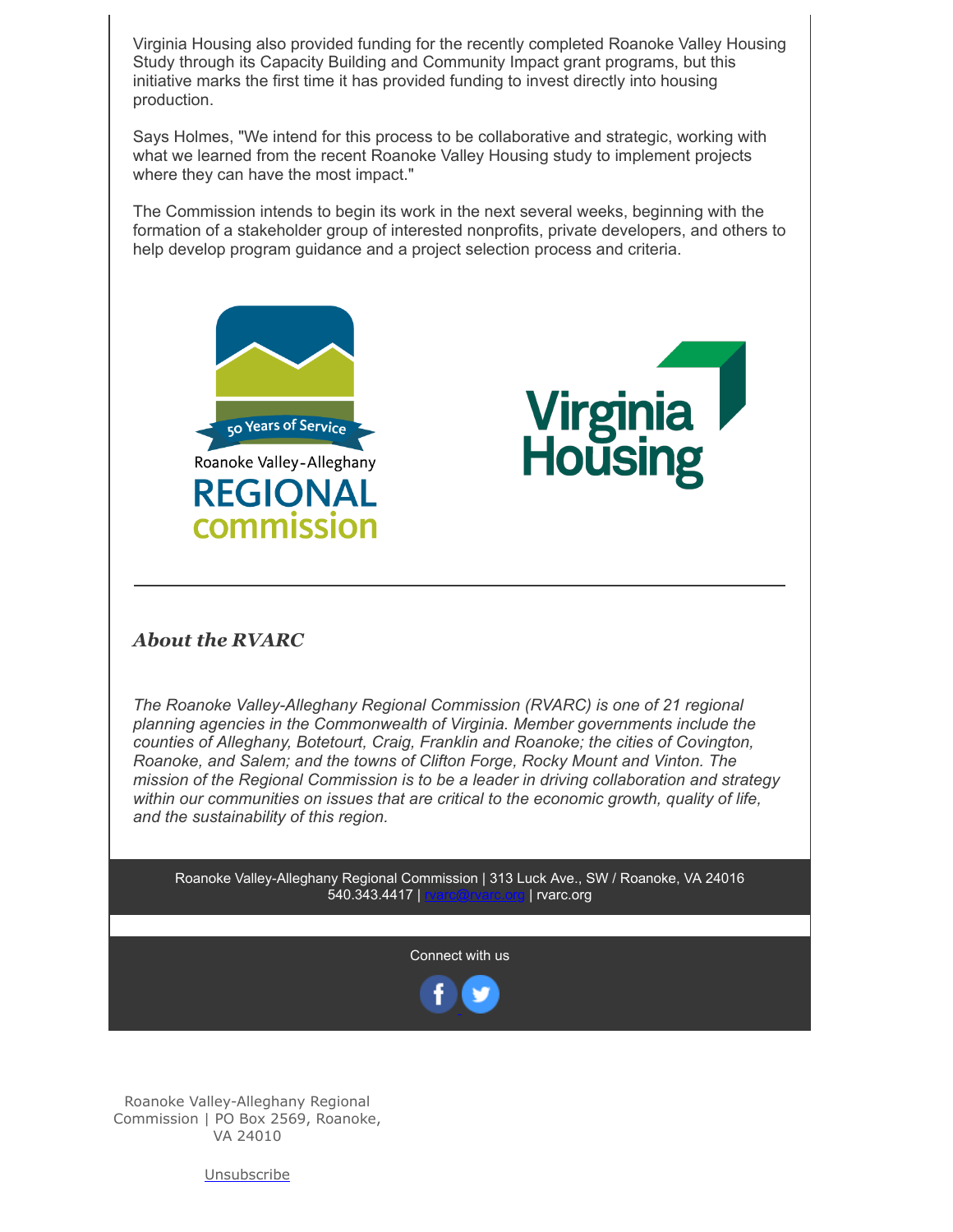Virginia Housing also provided funding for the recently completed Roanoke Valley Housing Study through its Capacity Building and Community Impact grant programs, but this initiative marks the first time it has provided funding to invest directly into housing production.

Says Holmes, "We intend for this process to be collaborative and strategic, working with what we learned from the recent Roanoke Valley Housing study to implement projects where they can have the most impact."

The Commission intends to begin its work in the next several weeks, beginning with the formation of a stakeholder group of interested nonprofits, private developers, and others to help develop program guidance and a project selection process and criteria.

---

### *About the RVARC*

*The Roanoke Valley-Alleghany Regional Commission (RVARC) is one of 21 regional planning agencies in the Commonwealth of Virginia. Member governments include the counties of Alleghany, Botetourt, Craig, Franklin and Roanoke; the cities of Covington, Roanoke, and Salem; and the towns of Clifton Forge, Rocky Mount and Vinton. The mission of the Regional Commission is to be a leader in driving collaboration and strategy within our communities on issues that are critical to the economic growth, quality of life, and the sustainability of this region.*

Roanoke Valley-Alleghany Regional Commission | 313 Luck Ave., SW / Roanoke, VA 24016
540.343.4417 | rvarc@rvarc.org | rvarc.org

Connect with us

Roanoke Valley-Alleghany Regional Commission | PO Box 2569, Roanoke, VA 24010

Unsubscribe